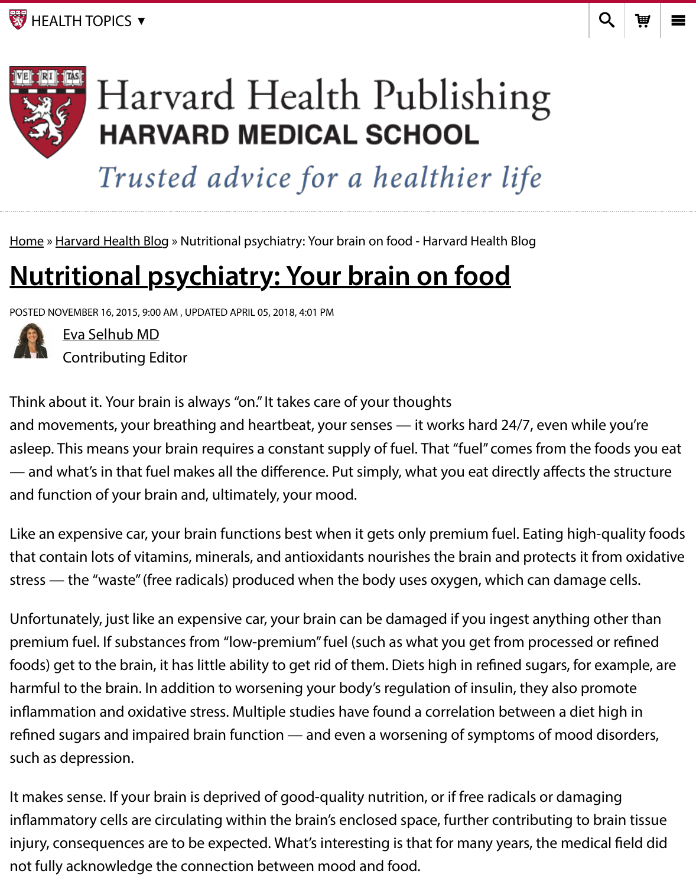Home » Harvard Health Blog » Nutritional psychiatry: Your brain on food - Harvard Health Blog

# Nutritional psychiatry: Your brain on food

POSTED NOVEMBER 16, 2015, 9:00 AM , UPDATED APRIL 05, 2018, 4:01 PM

Eva Selhub MD
Contributing Editor

Think about it. Your brain is always "on." It takes care of your thoughts and movements, your breathing and heartbeat, your senses — it works hard 24/7, even while you're asleep. This means your brain requires a constant supply of fuel. That "fuel" comes from the foods you eat — and what's in that fuel makes all the difference. Put simply, what you eat directly affects the structure and function of your brain and, ultimately, your mood.

Like an expensive car, your brain functions best when it gets only premium fuel. Eating high-quality foods that contain lots of vitamins, minerals, and antioxidants nourishes the brain and protects it from oxidative stress — the "waste" (free radicals) produced when the body uses oxygen, which can damage cells.

Unfortunately, just like an expensive car, your brain can be damaged if you ingest anything other than premium fuel. If substances from "low-premium" fuel (such as what you get from processed or refined foods) get to the brain, it has little ability to get rid of them. Diets high in refined sugars, for example, are harmful to the brain. In addition to worsening your body's regulation of insulin, they also promote inflammation and oxidative stress. Multiple studies have found a correlation between a diet high in refined sugars and impaired brain function — and even a worsening of symptoms of mood disorders, such as depression.

It makes sense. If your brain is deprived of good-quality nutrition, or if free radicals or damaging inflammatory cells are circulating within the brain's enclosed space, further contributing to brain tissue injury, consequences are to be expected. What's interesting is that for many years, the medical field did not fully acknowledge the connection between mood and food.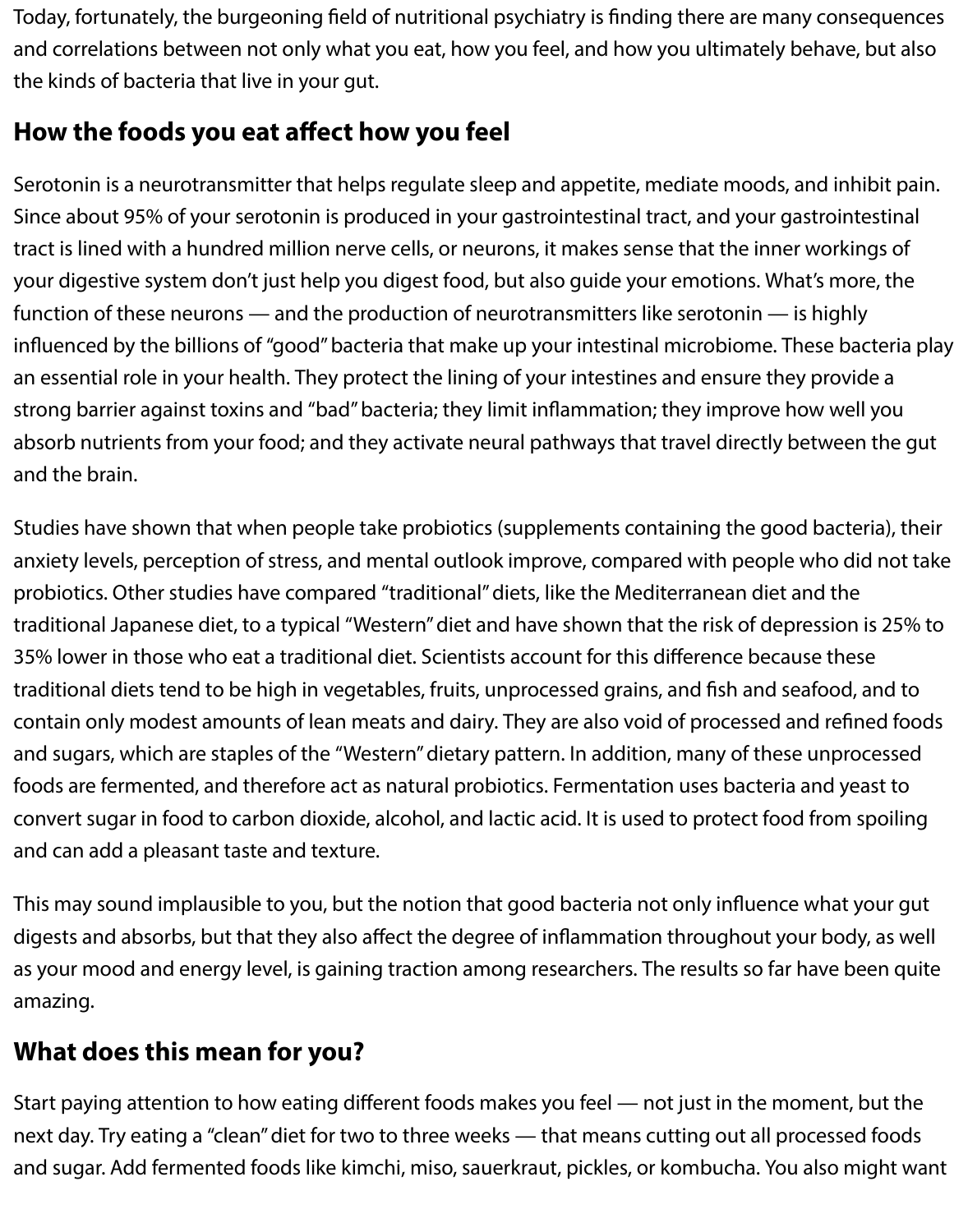Today, fortunately, the burgeoning field of nutritional psychiatry is finding there are many consequences and correlations between not only what you eat, how you feel, and how you ultimately behave, but also the kinds of bacteria that live in your gut.

## How the foods you eat affect how you feel

Serotonin is a neurotransmitter that helps regulate sleep and appetite, mediate moods, and inhibit pain. Since about 95% of your serotonin is produced in your gastrointestinal tract, and your gastrointestinal tract is lined with a hundred million nerve cells, or neurons, it makes sense that the inner workings of your digestive system don't just help you digest food, but also guide your emotions. What's more, the function of these neurons — and the production of neurotransmitters like serotonin — is highly influenced by the billions of "good" bacteria that make up your intestinal microbiome. These bacteria play an essential role in your health. They protect the lining of your intestines and ensure they provide a strong barrier against toxins and "bad" bacteria; they limit inflammation; they improve how well you absorb nutrients from your food; and they activate neural pathways that travel directly between the gut and the brain.

Studies have shown that when people take probiotics (supplements containing the good bacteria), their anxiety levels, perception of stress, and mental outlook improve, compared with people who did not take probiotics. Other studies have compared "traditional" diets, like the Mediterranean diet and the traditional Japanese diet, to a typical "Western" diet and have shown that the risk of depression is 25% to 35% lower in those who eat a traditional diet. Scientists account for this difference because these traditional diets tend to be high in vegetables, fruits, unprocessed grains, and fish and seafood, and to contain only modest amounts of lean meats and dairy. They are also void of processed and refined foods and sugars, which are staples of the "Western" dietary pattern. In addition, many of these unprocessed foods are fermented, and therefore act as natural probiotics. Fermentation uses bacteria and yeast to convert sugar in food to carbon dioxide, alcohol, and lactic acid. It is used to protect food from spoiling and can add a pleasant taste and texture.

This may sound implausible to you, but the notion that good bacteria not only influence what your gut digests and absorbs, but that they also affect the degree of inflammation throughout your body, as well as your mood and energy level, is gaining traction among researchers. The results so far have been quite amazing.

## What does this mean for you?

Start paying attention to how eating different foods makes you feel — not just in the moment, but the next day. Try eating a "clean" diet for two to three weeks — that means cutting out all processed foods and sugar. Add fermented foods like kimchi, miso, sauerkraut, pickles, or kombucha. You also might want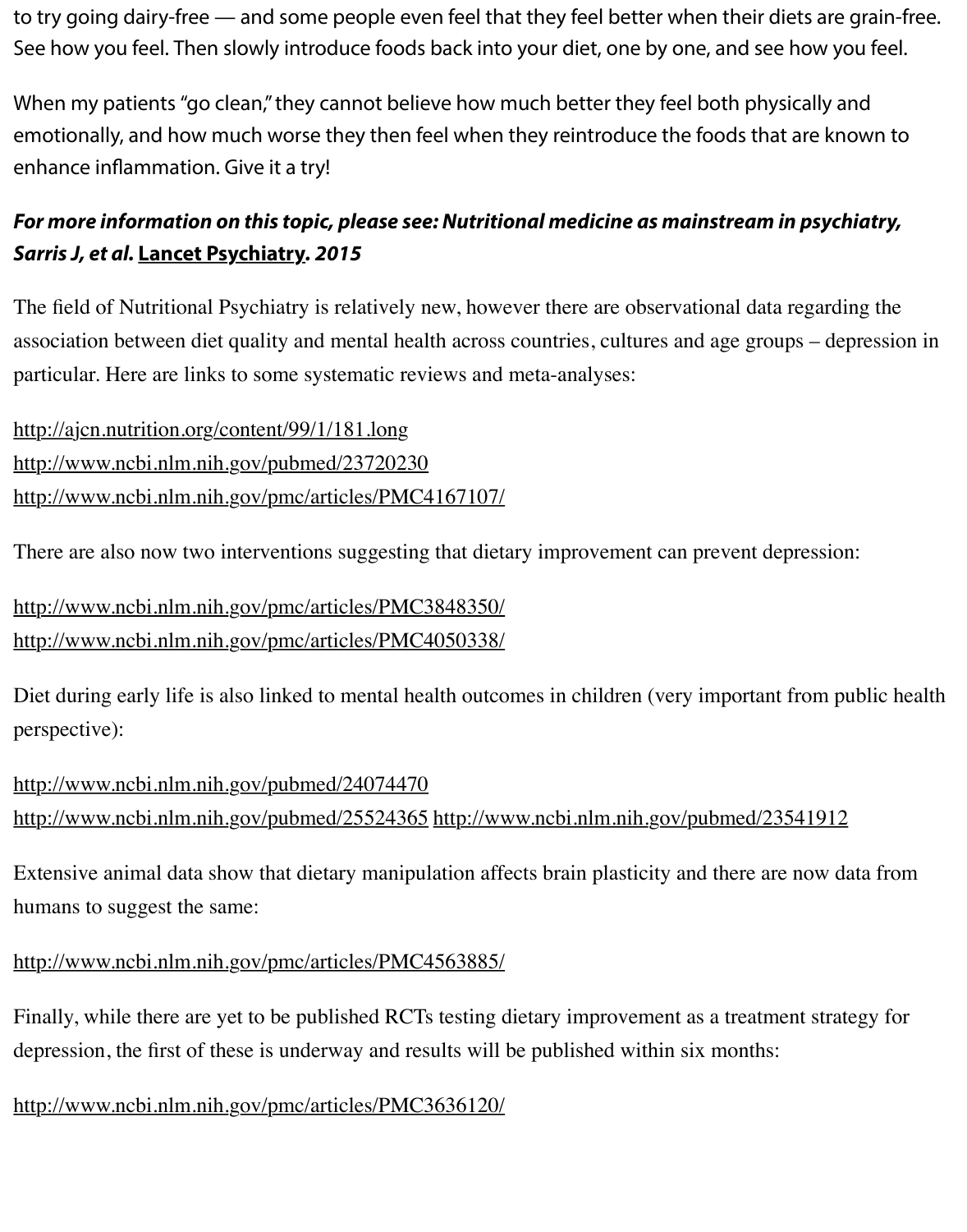to try going dairy-free — and some people even feel that they feel better when their diets are grain-free. See how you feel. Then slowly introduce foods back into your diet, one by one, and see how you feel.

When my patients "go clean," they cannot believe how much better they feel both physically and emotionally, and how much worse they then feel when they reintroduce the foods that are known to enhance inflammation. Give it a try!

***For more information on this topic, please see: Nutritional medicine as mainstream in psychiatry, Sarris J, et al. Lancet Psychiatry. 2015***

The field of Nutritional Psychiatry is relatively new, however there are observational data regarding the association between diet quality and mental health across countries, cultures and age groups – depression in particular. Here are links to some systematic reviews and meta-analyses:

http://ajcn.nutrition.org/content/99/1/181.long
http://www.ncbi.nlm.nih.gov/pubmed/23720230
http://www.ncbi.nlm.nih.gov/pmc/articles/PMC4167107/

There are also now two interventions suggesting that dietary improvement can prevent depression:

http://www.ncbi.nlm.nih.gov/pmc/articles/PMC3848350/
http://www.ncbi.nlm.nih.gov/pmc/articles/PMC4050338/

Diet during early life is also linked to mental health outcomes in children (very important from public health perspective):

http://www.ncbi.nlm.nih.gov/pubmed/24074470
http://www.ncbi.nlm.nih.gov/pubmed/25524365 http://www.ncbi.nlm.nih.gov/pubmed/23541912

Extensive animal data show that dietary manipulation affects brain plasticity and there are now data from humans to suggest the same:

http://www.ncbi.nlm.nih.gov/pmc/articles/PMC4563885/

Finally, while there are yet to be published RCTs testing dietary improvement as a treatment strategy for depression, the first of these is underway and results will be published within six months:

http://www.ncbi.nlm.nih.gov/pmc/articles/PMC3636120/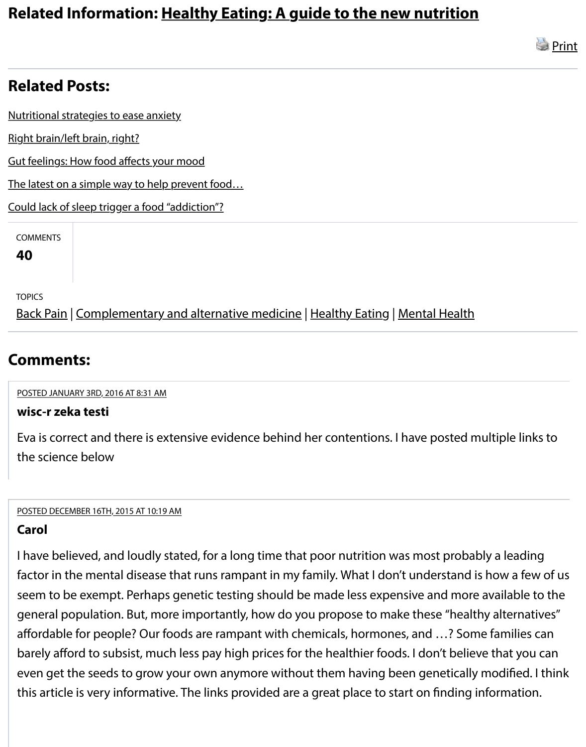## Related Information: Healthy Eating: A guide to the new nutrition

Print

## Related Posts:

Nutritional strategies to ease anxiety

Right brain/left brain, right?

Gut feelings: How food affects your mood

The latest on a simple way to help prevent food…

Could lack of sleep trigger a food "addiction"?

COMMENTS

**40**

TOPICS

Back Pain | Complementary and alternative medicine | Healthy Eating | Mental Health

## Comments:

POSTED JANUARY 3RD, 2016 AT 8:31 AM

**wisc-r zeka testi**

Eva is correct and there is extensive evidence behind her contentions. I have posted multiple links to the science below

POSTED DECEMBER 16TH, 2015 AT 10:19 AM

**Carol**

I have believed, and loudly stated, for a long time that poor nutrition was most probably a leading factor in the mental disease that runs rampant in my family. What I don't understand is how a few of us seem to be exempt. Perhaps genetic testing should be made less expensive and more available to the general population. But, more importantly, how do you propose to make these "healthy alternatives" affordable for people? Our foods are rampant with chemicals, hormones, and …? Some families can barely afford to subsist, much less pay high prices for the healthier foods. I don't believe that you can even get the seeds to grow your own anymore without them having been genetically modified. I think this article is very informative. The links provided are a great place to start on finding information.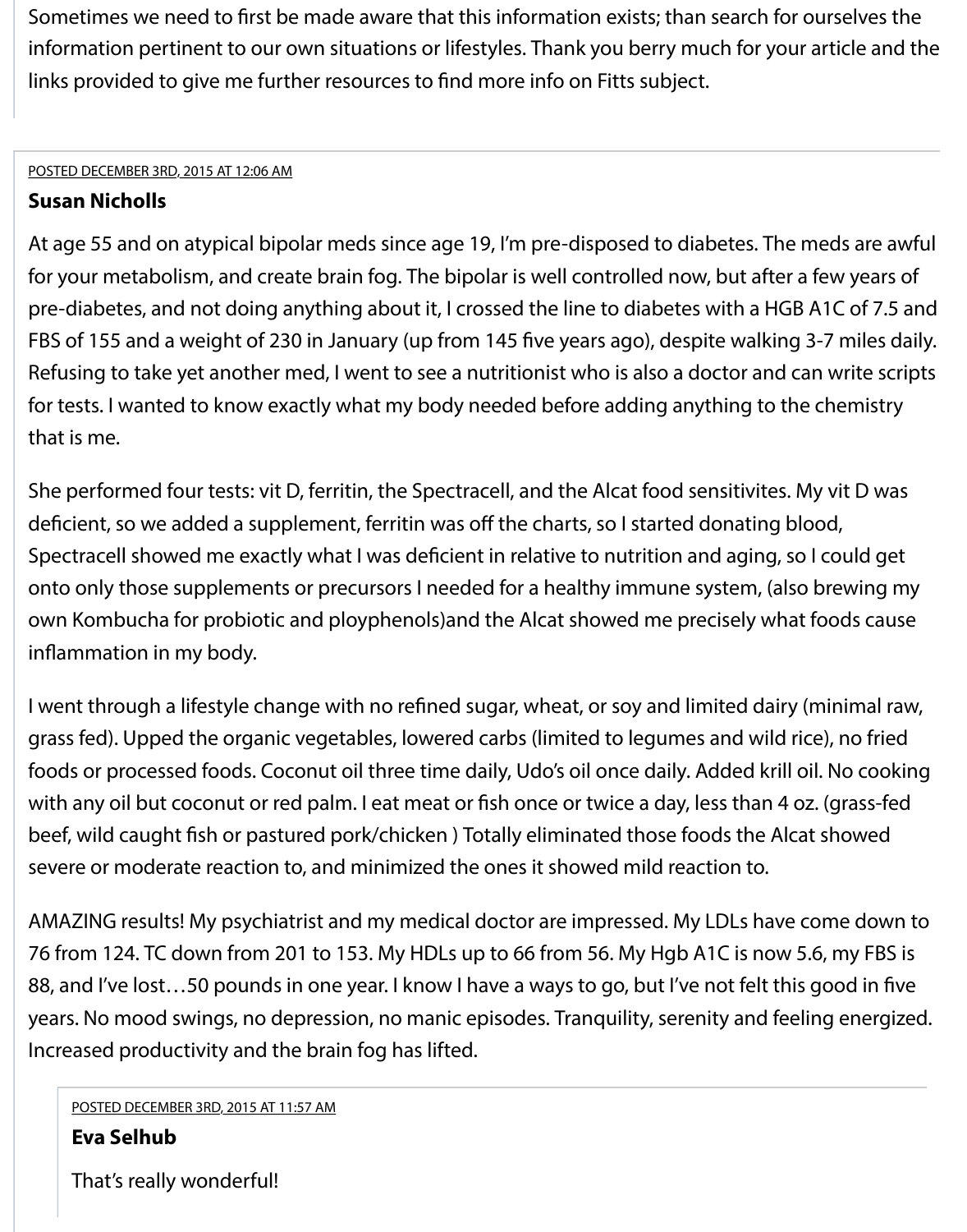Sometimes we need to first be made aware that this information exists; than search for ourselves the information pertinent to our own situations or lifestyles. Thank you berry much for your article and the links provided to give me further resources to find more info on Fitts subject.

POSTED DECEMBER 3RD, 2015 AT 12:06 AM

**Susan Nicholls**

At age 55 and on atypical bipolar meds since age 19, I'm pre-disposed to diabetes. The meds are awful for your metabolism, and create brain fog. The bipolar is well controlled now, but after a few years of pre-diabetes, and not doing anything about it, I crossed the line to diabetes with a HGB A1C of 7.5 and FBS of 155 and a weight of 230 in January (up from 145 five years ago), despite walking 3-7 miles daily. Refusing to take yet another med, I went to see a nutritionist who is also a doctor and can write scripts for tests. I wanted to know exactly what my body needed before adding anything to the chemistry that is me.

She performed four tests: vit D, ferritin, the Spectracell, and the Alcat food sensitivites. My vit D was deficient, so we added a supplement, ferritin was off the charts, so I started donating blood, Spectracell showed me exactly what I was deficient in relative to nutrition and aging, so I could get onto only those supplements or precursors I needed for a healthy immune system, (also brewing my own Kombucha for probiotic and ployphenols)and the Alcat showed me precisely what foods cause inflammation in my body.

I went through a lifestyle change with no refined sugar, wheat, or soy and limited dairy (minimal raw, grass fed). Upped the organic vegetables, lowered carbs (limited to legumes and wild rice), no fried foods or processed foods. Coconut oil three time daily, Udo's oil once daily. Added krill oil. No cooking with any oil but coconut or red palm. I eat meat or fish once or twice a day, less than 4 oz. (grass-fed beef, wild caught fish or pastured pork/chicken ) Totally eliminated those foods the Alcat showed severe or moderate reaction to, and minimized the ones it showed mild reaction to.

AMAZING results! My psychiatrist and my medical doctor are impressed. My LDLs have come down to 76 from 124. TC down from 201 to 153. My HDLs up to 66 from 56. My Hgb A1C is now 5.6, my FBS is 88, and I've lost…50 pounds in one year. I know I have a ways to go, but I've not felt this good in five years. No mood swings, no depression, no manic episodes. Tranquility, serenity and feeling energized. Increased productivity and the brain fog has lifted.

> POSTED DECEMBER 3RD, 2015 AT 11:57 AM
>
> **Eva Selhub**
>
> That's really wonderful!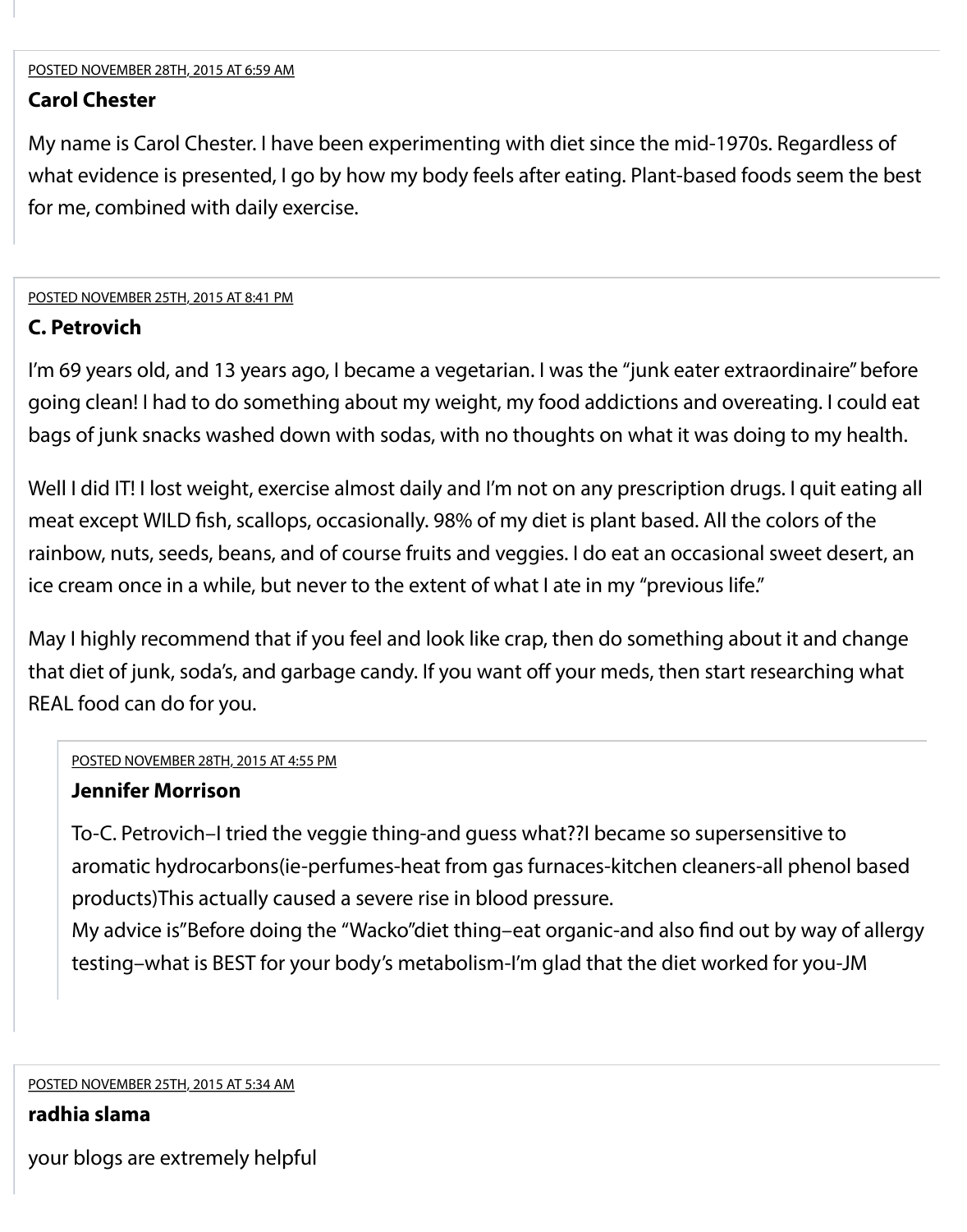POSTED NOVEMBER 28TH, 2015 AT 6:59 AM

**Carol Chester**

My name is Carol Chester. I have been experimenting with diet since the mid-1970s. Regardless of what evidence is presented, I go by how my body feels after eating. Plant-based foods seem the best for me, combined with daily exercise.

POSTED NOVEMBER 25TH, 2015 AT 8:41 PM

**C. Petrovich**

I'm 69 years old, and 13 years ago, I became a vegetarian. I was the "junk eater extraordinaire" before going clean! I had to do something about my weight, my food addictions and overeating. I could eat bags of junk snacks washed down with sodas, with no thoughts on what it was doing to my health.

Well I did IT! I lost weight, exercise almost daily and I'm not on any prescription drugs. I quit eating all meat except WILD fish, scallops, occasionally. 98% of my diet is plant based. All the colors of the rainbow, nuts, seeds, beans, and of course fruits and veggies. I do eat an occasional sweet desert, an ice cream once in a while, but never to the extent of what I ate in my "previous life."

May I highly recommend that if you feel and look like crap, then do something about it and change that diet of junk, soda's, and garbage candy. If you want off your meds, then start researching what REAL food can do for you.

> POSTED NOVEMBER 28TH, 2015 AT 4:55 PM
>
> **Jennifer Morrison**
>
> To-C. Petrovich–I tried the veggie thing-and guess what??I became so supersensitive to aromatic hydrocarbons(ie-perfumes-heat from gas furnaces-kitchen cleaners-all phenol based products)This actually caused a severe rise in blood pressure.
> My advice is"Before doing the "Wacko"diet thing–eat organic-and also find out by way of allergy testing–what is BEST for your body's metabolism-I'm glad that the diet worked for you-JM

POSTED NOVEMBER 25TH, 2015 AT 5:34 AM

**radhia slama**

your blogs are extremely helpful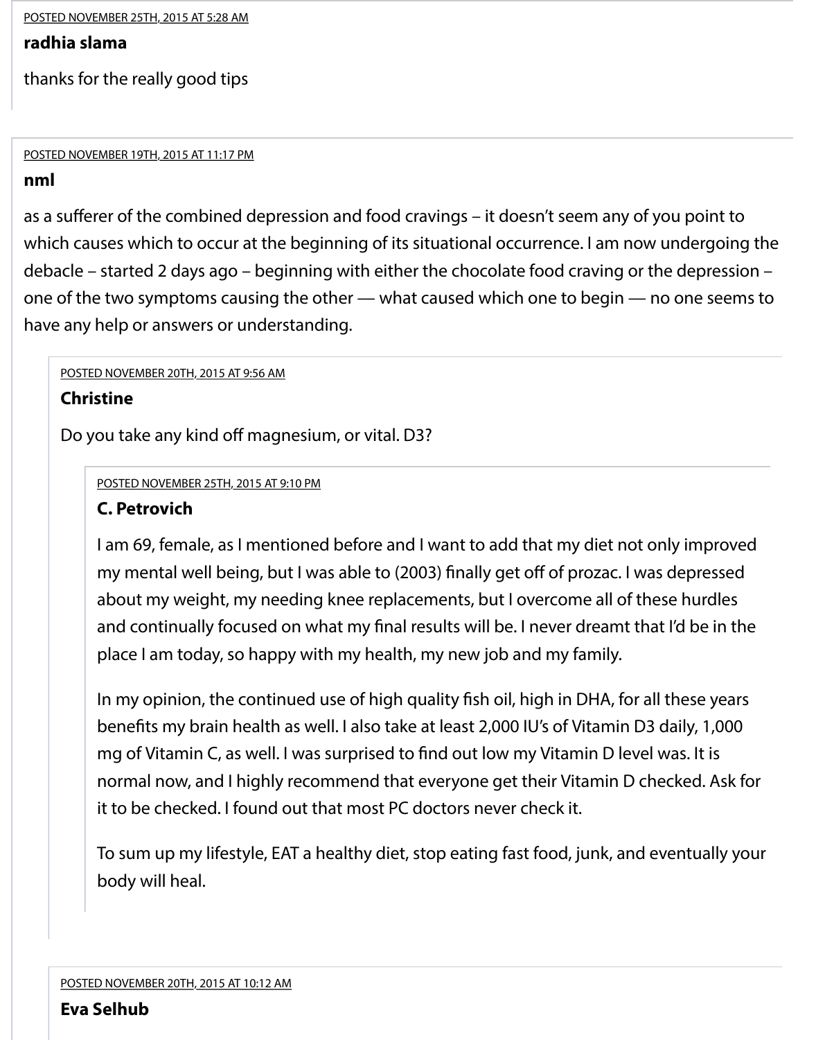POSTED NOVEMBER 25TH, 2015 AT 5:28 AM

**radhia slama**

thanks for the really good tips

POSTED NOVEMBER 19TH, 2015 AT 11:17 PM

**nml**

as a sufferer of the combined depression and food cravings – it doesn't seem any of you point to which causes which to occur at the beginning of its situational occurrence. I am now undergoing the debacle – started 2 days ago – beginning with either the chocolate food craving or the depression – one of the two symptoms causing the other — what caused which one to begin — no one seems to have any help or answers or understanding.

POSTED NOVEMBER 20TH, 2015 AT 9:56 AM

**Christine**

Do you take any kind off magnesium, or vital. D3?

POSTED NOVEMBER 25TH, 2015 AT 9:10 PM

**C. Petrovich**

I am 69, female, as I mentioned before and I want to add that my diet not only improved my mental well being, but I was able to (2003) finally get off of prozac. I was depressed about my weight, my needing knee replacements, but I overcome all of these hurdles and continually focused on what my final results will be. I never dreamt that I'd be in the place I am today, so happy with my health, my new job and my family.

In my opinion, the continued use of high quality fish oil, high in DHA, for all these years benefits my brain health as well. I also take at least 2,000 IU's of Vitamin D3 daily, 1,000 mg of Vitamin C, as well. I was surprised to find out low my Vitamin D level was. It is normal now, and I highly recommend that everyone get their Vitamin D checked. Ask for it to be checked. I found out that most PC doctors never check it.

To sum up my lifestyle, EAT a healthy diet, stop eating fast food, junk, and eventually your body will heal.

POSTED NOVEMBER 20TH, 2015 AT 10:12 AM

**Eva Selhub**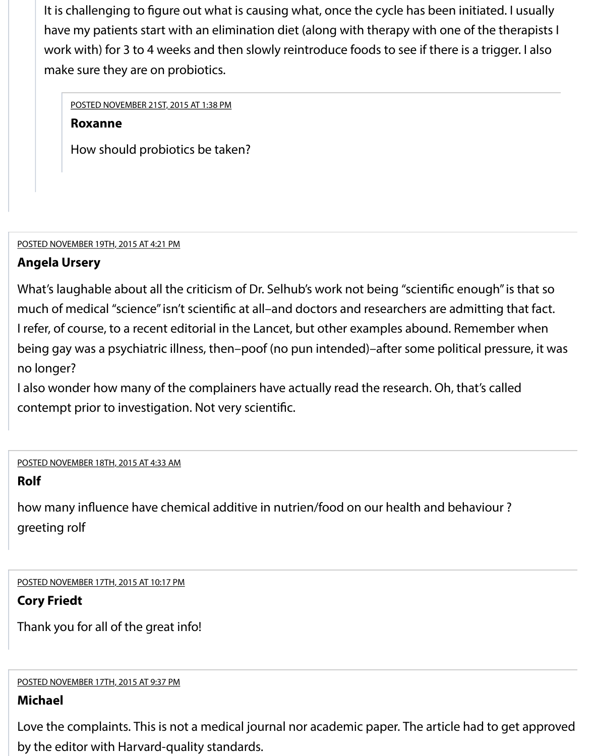It is challenging to figure out what is causing what, once the cycle has been initiated. I usually have my patients start with an elimination diet (along with therapy with one of the therapists I work with) for 3 to 4 weeks and then slowly reintroduce foods to see if there is a trigger. I also make sure they are on probiotics.

POSTED NOVEMBER 21ST, 2015 AT 1:38 PM

**Roxanne**

How should probiotics be taken?

POSTED NOVEMBER 19TH, 2015 AT 4:21 PM

**Angela Ursery**

What's laughable about all the criticism of Dr. Selhub's work not being "scientific enough" is that so much of medical "science" isn't scientific at all–and doctors and researchers are admitting that fact. I refer, of course, to a recent editorial in the Lancet, but other examples abound. Remember when being gay was a psychiatric illness, then–poof (no pun intended)–after some political pressure, it was no longer?
I also wonder how many of the complainers have actually read the research. Oh, that's called contempt prior to investigation. Not very scientific.

POSTED NOVEMBER 18TH, 2015 AT 4:33 AM

**Rolf**

how many influence have chemical additive in nutrien/food on our health and behaviour ?
greeting rolf

POSTED NOVEMBER 17TH, 2015 AT 10:17 PM

**Cory Friedt**

Thank you for all of the great info!

POSTED NOVEMBER 17TH, 2015 AT 9:37 PM

**Michael**

Love the complaints. This is not a medical journal nor academic paper. The article had to get approved by the editor with Harvard-quality standards.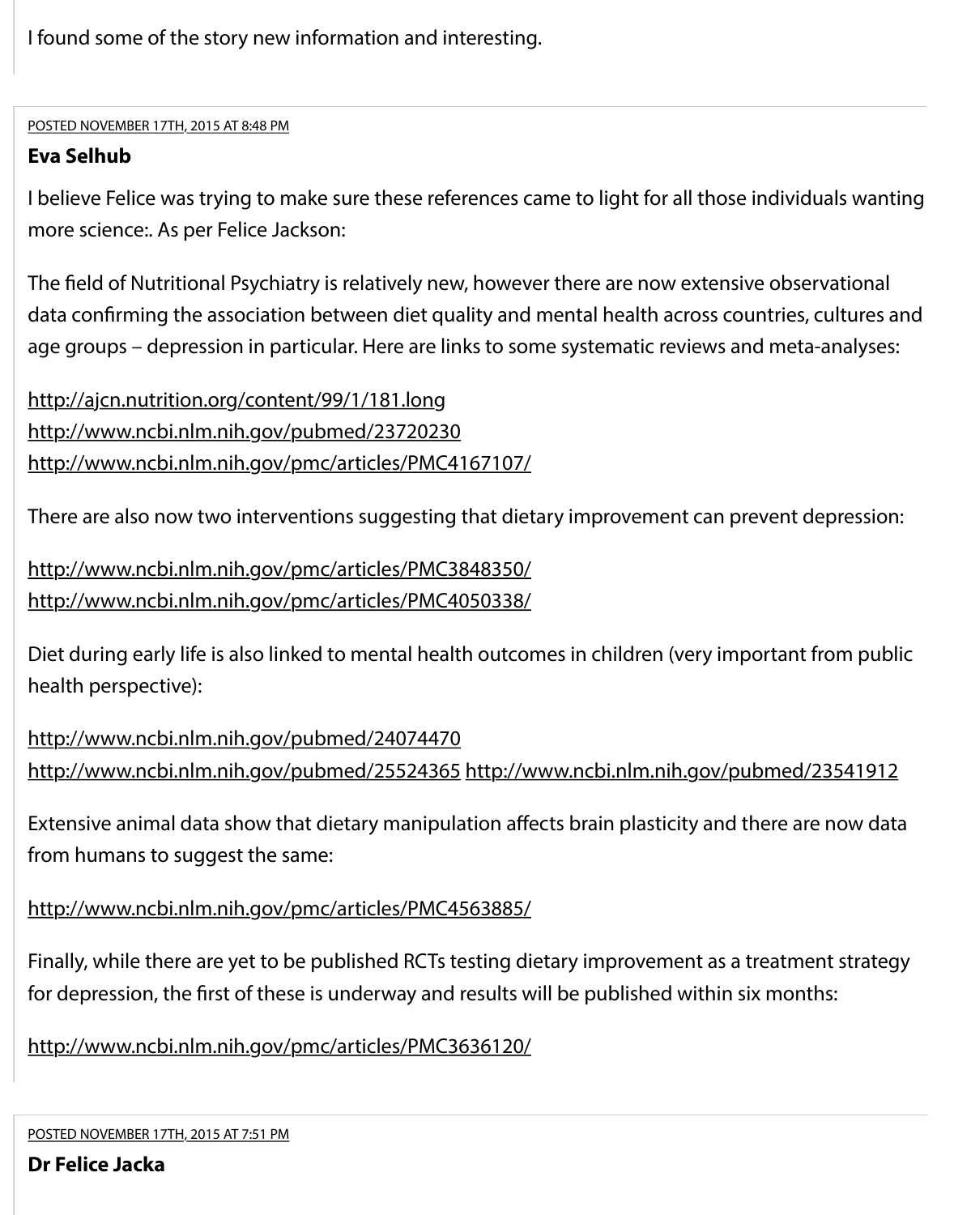I found some of the story new information and interesting.

---

POSTED NOVEMBER 17TH, 2015 AT 8:48 PM

**Eva Selhub**

I believe Felice was trying to make sure these references came to light for all those individuals wanting more science:. As per Felice Jackson:

The field of Nutritional Psychiatry is relatively new, however there are now extensive observational data confirming the association between diet quality and mental health across countries, cultures and age groups – depression in particular. Here are links to some systematic reviews and meta-analyses:

http://ajcn.nutrition.org/content/99/1/181.long
http://www.ncbi.nlm.nih.gov/pubmed/23720230
http://www.ncbi.nlm.nih.gov/pmc/articles/PMC4167107/

There are also now two interventions suggesting that dietary improvement can prevent depression:

http://www.ncbi.nlm.nih.gov/pmc/articles/PMC3848350/
http://www.ncbi.nlm.nih.gov/pmc/articles/PMC4050338/

Diet during early life is also linked to mental health outcomes in children (very important from public health perspective):

http://www.ncbi.nlm.nih.gov/pubmed/24074470
http://www.ncbi.nlm.nih.gov/pubmed/25524365 http://www.ncbi.nlm.nih.gov/pubmed/23541912

Extensive animal data show that dietary manipulation affects brain plasticity and there are now data from humans to suggest the same:

http://www.ncbi.nlm.nih.gov/pmc/articles/PMC4563885/

Finally, while there are yet to be published RCTs testing dietary improvement as a treatment strategy for depression, the first of these is underway and results will be published within six months:

http://www.ncbi.nlm.nih.gov/pmc/articles/PMC3636120/

---

POSTED NOVEMBER 17TH, 2015 AT 7:51 PM

**Dr Felice Jacka**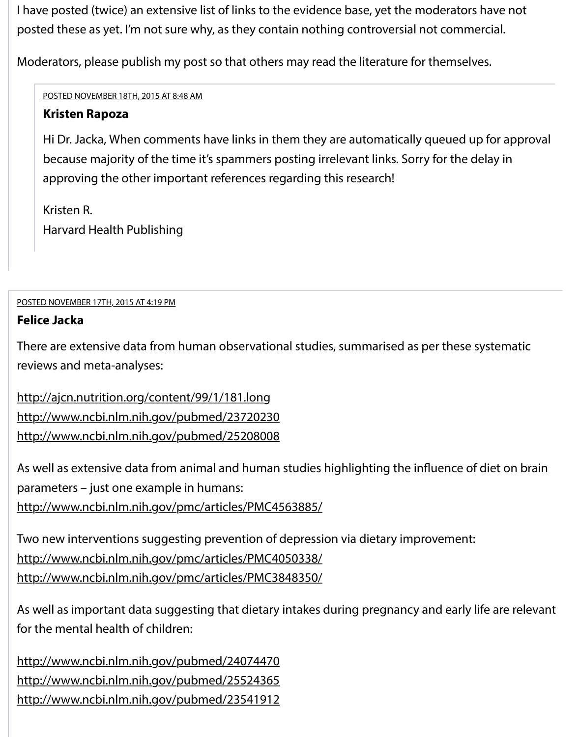I have posted (twice) an extensive list of links to the evidence base, yet the moderators have not posted these as yet. I'm not sure why, as they contain nothing controversial not commercial.

Moderators, please publish my post so that others may read the literature for themselves.

> POSTED NOVEMBER 18TH, 2015 AT 8:48 AM
>
> **Kristen Rapoza**
>
> Hi Dr. Jacka, When comments have links in them they are automatically queued up for approval because majority of the time it's spammers posting irrelevant links. Sorry for the delay in approving the other important references regarding this research!
>
> Kristen R.
> Harvard Health Publishing

---

POSTED NOVEMBER 17TH, 2015 AT 4:19 PM

**Felice Jacka**

There are extensive data from human observational studies, summarised as per these systematic reviews and meta-analyses:

http://ajcn.nutrition.org/content/99/1/181.long
http://www.ncbi.nlm.nih.gov/pubmed/23720230
http://www.ncbi.nlm.nih.gov/pubmed/25208008

As well as extensive data from animal and human studies highlighting the influence of diet on brain parameters – just one example in humans:
http://www.ncbi.nlm.nih.gov/pmc/articles/PMC4563885/

Two new interventions suggesting prevention of depression via dietary improvement:
http://www.ncbi.nlm.nih.gov/pmc/articles/PMC4050338/
http://www.ncbi.nlm.nih.gov/pmc/articles/PMC3848350/

As well as important data suggesting that dietary intakes during pregnancy and early life are relevant for the mental health of children:

http://www.ncbi.nlm.nih.gov/pubmed/24074470
http://www.ncbi.nlm.nih.gov/pubmed/25524365
http://www.ncbi.nlm.nih.gov/pubmed/23541912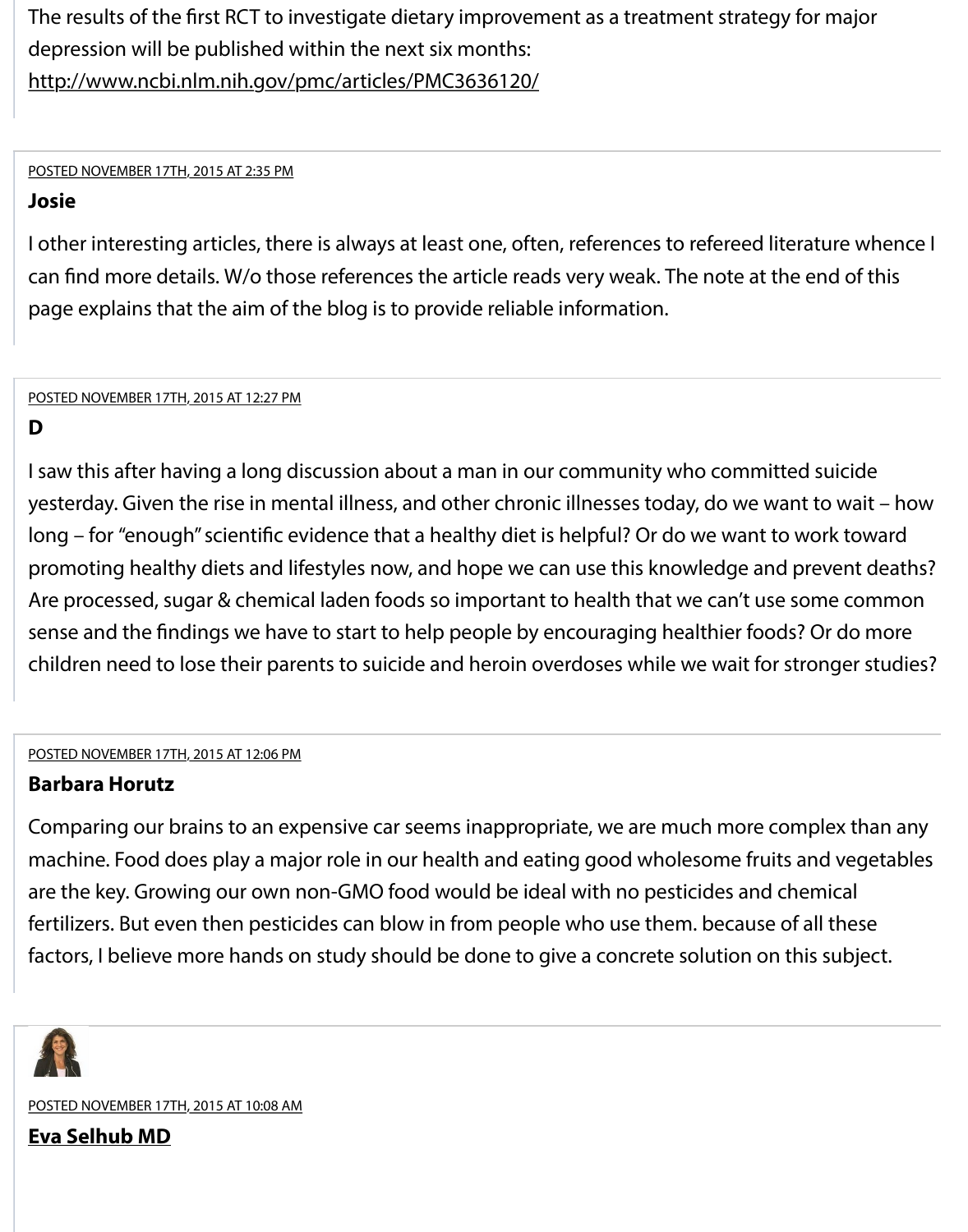The results of the first RCT to investigate dietary improvement as a treatment strategy for major depression will be published within the next six months: http://www.ncbi.nlm.nih.gov/pmc/articles/PMC3636120/

---

POSTED NOVEMBER 17TH, 2015 AT 2:35 PM

**Josie**

I other interesting articles, there is always at least one, often, references to refereed literature whence I can find more details. W/o those references the article reads very weak. The note at the end of this page explains that the aim of the blog is to provide reliable information.

---

POSTED NOVEMBER 17TH, 2015 AT 12:27 PM

**D**

I saw this after having a long discussion about a man in our community who committed suicide yesterday. Given the rise in mental illness, and other chronic illnesses today, do we want to wait – how long – for "enough" scientific evidence that a healthy diet is helpful? Or do we want to work toward promoting healthy diets and lifestyles now, and hope we can use this knowledge and prevent deaths? Are processed, sugar & chemical laden foods so important to health that we can't use some common sense and the findings we have to start to help people by encouraging healthier foods? Or do more children need to lose their parents to suicide and heroin overdoses while we wait for stronger studies?

---

POSTED NOVEMBER 17TH, 2015 AT 12:06 PM

**Barbara Horutz**

Comparing our brains to an expensive car seems inappropriate, we are much more complex than any machine. Food does play a major role in our health and eating good wholesome fruits and vegetables are the key. Growing our own non-GMO food would be ideal with no pesticides and chemical fertilizers. But even then pesticides can blow in from people who use them. because of all these factors, I believe more hands on study should be done to give a concrete solution on this subject.

---

POSTED NOVEMBER 17TH, 2015 AT 10:08 AM

**Eva Selhub MD**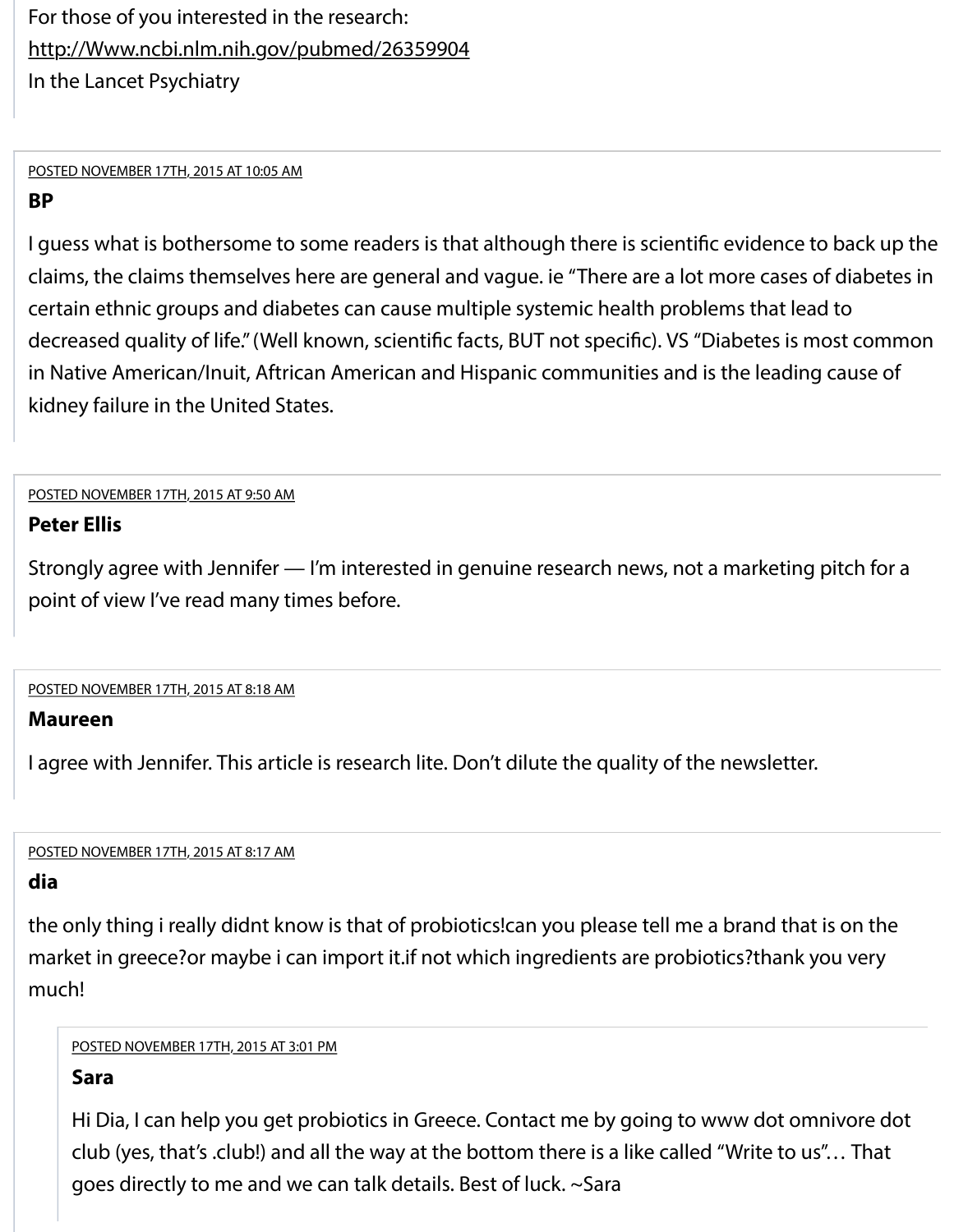For those of you interested in the research:
http://Www.ncbi.nlm.nih.gov/pubmed/26359904
In the Lancet Psychiatry

---

POSTED NOVEMBER 17TH, 2015 AT 10:05 AM

**BP**

I guess what is bothersome to some readers is that although there is scientific evidence to back up the claims, the claims themselves here are general and vague. ie "There are a lot more cases of diabetes in certain ethnic groups and diabetes can cause multiple systemic health problems that lead to decreased quality of life." (Well known, scientific facts, BUT not specific). VS "Diabetes is most common in Native American/Inuit, Aftrican American and Hispanic communities and is the leading cause of kidney failure in the United States.

---

POSTED NOVEMBER 17TH, 2015 AT 9:50 AM

**Peter Ellis**

Strongly agree with Jennifer — I'm interested in genuine research news, not a marketing pitch for a point of view I've read many times before.

---

POSTED NOVEMBER 17TH, 2015 AT 8:18 AM

**Maureen**

I agree with Jennifer. This article is research lite. Don't dilute the quality of the newsletter.

---

POSTED NOVEMBER 17TH, 2015 AT 8:17 AM

**dia**

the only thing i really didnt know is that of probiotics!can you please tell me a brand that is on the market in greece?or maybe i can import it.if not which ingredients are probiotics?thank you very much!

> POSTED NOVEMBER 17TH, 2015 AT 3:01 PM
>
> **Sara**
>
> Hi Dia, I can help you get probiotics in Greece. Contact me by going to www dot omnivore dot club (yes, that's .club!) and all the way at the bottom there is a like called "Write to us"… That goes directly to me and we can talk details. Best of luck. ~Sara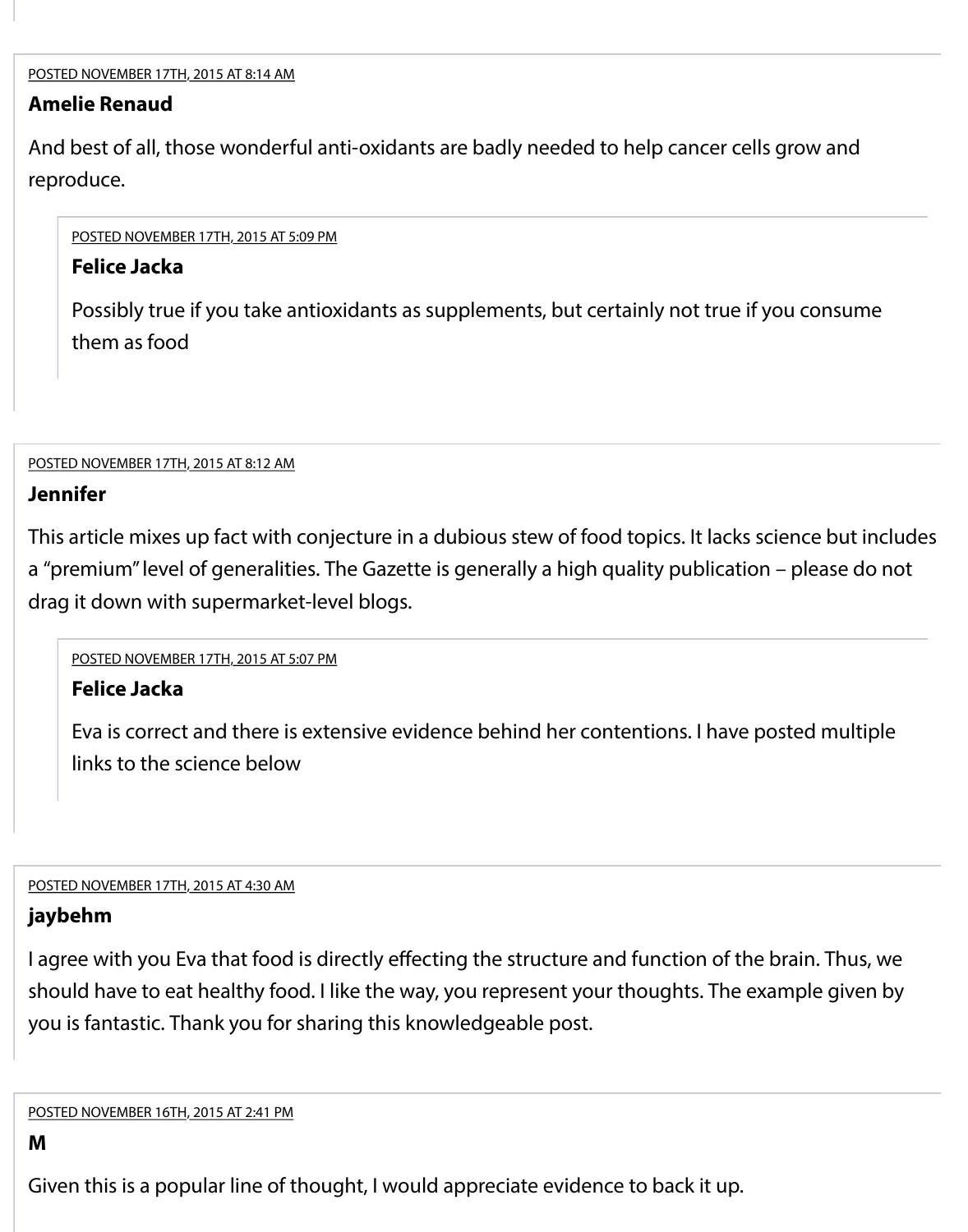POSTED NOVEMBER 17TH, 2015 AT 8:14 AM

**Amelie Renaud**

And best of all, those wonderful anti-oxidants are badly needed to help cancer cells grow and reproduce.

> POSTED NOVEMBER 17TH, 2015 AT 5:09 PM
>
> **Felice Jacka**
>
> Possibly true if you take antioxidants as supplements, but certainly not true if you consume them as food

POSTED NOVEMBER 17TH, 2015 AT 8:12 AM

**Jennifer**

This article mixes up fact with conjecture in a dubious stew of food topics. It lacks science but includes a "premium" level of generalities. The Gazette is generally a high quality publication – please do not drag it down with supermarket-level blogs.

> POSTED NOVEMBER 17TH, 2015 AT 5:07 PM
>
> **Felice Jacka**
>
> Eva is correct and there is extensive evidence behind her contentions. I have posted multiple links to the science below

POSTED NOVEMBER 17TH, 2015 AT 4:30 AM

**jaybehm**

I agree with you Eva that food is directly effecting the structure and function of the brain. Thus, we should have to eat healthy food. I like the way, you represent your thoughts. The example given by you is fantastic. Thank you for sharing this knowledgeable post.

POSTED NOVEMBER 16TH, 2015 AT 2:41 PM

**M**

Given this is a popular line of thought, I would appreciate evidence to back it up.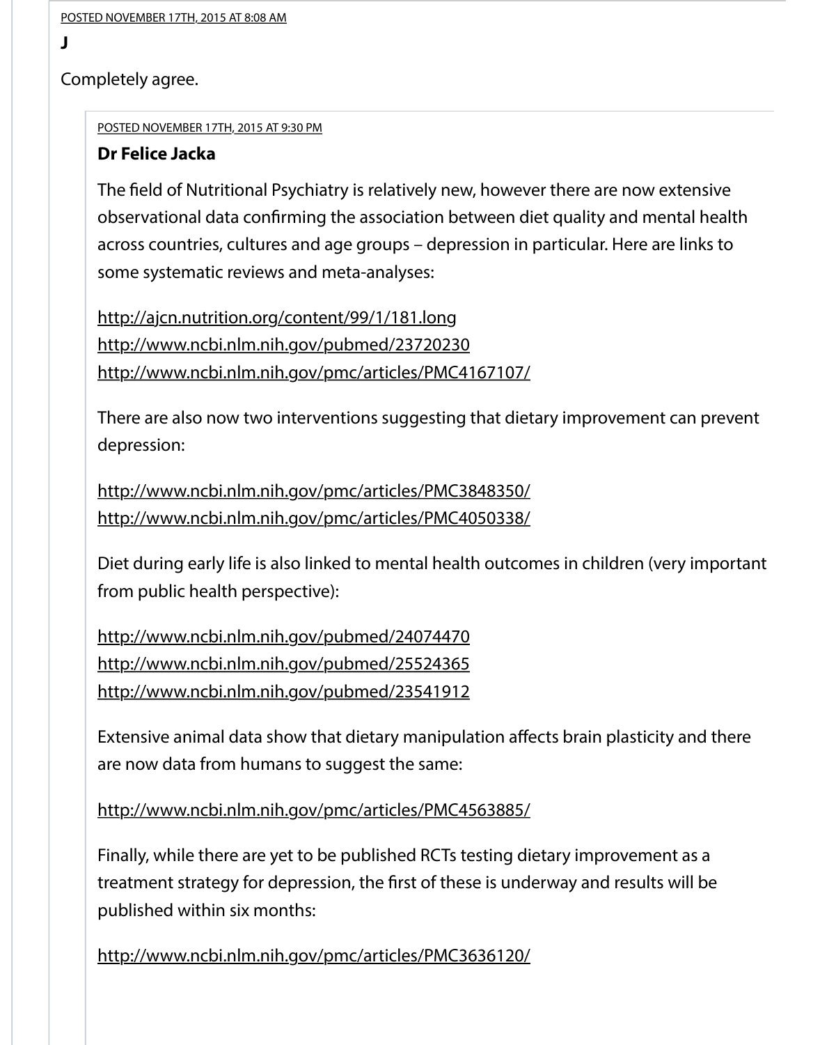POSTED NOVEMBER 17TH, 2015 AT 8:08 AM

**J**

Completely agree.

POSTED NOVEMBER 17TH, 2015 AT 9:30 PM

**Dr Felice Jacka**

The field of Nutritional Psychiatry is relatively new, however there are now extensive observational data confirming the association between diet quality and mental health across countries, cultures and age groups – depression in particular. Here are links to some systematic reviews and meta-analyses:

http://ajcn.nutrition.org/content/99/1/181.long
http://www.ncbi.nlm.nih.gov/pubmed/23720230
http://www.ncbi.nlm.nih.gov/pmc/articles/PMC4167107/

There are also now two interventions suggesting that dietary improvement can prevent depression:

http://www.ncbi.nlm.nih.gov/pmc/articles/PMC3848350/
http://www.ncbi.nlm.nih.gov/pmc/articles/PMC4050338/

Diet during early life is also linked to mental health outcomes in children (very important from public health perspective):

http://www.ncbi.nlm.nih.gov/pubmed/24074470
http://www.ncbi.nlm.nih.gov/pubmed/25524365
http://www.ncbi.nlm.nih.gov/pubmed/23541912

Extensive animal data show that dietary manipulation affects brain plasticity and there are now data from humans to suggest the same:

http://www.ncbi.nlm.nih.gov/pmc/articles/PMC4563885/

Finally, while there are yet to be published RCTs testing dietary improvement as a treatment strategy for depression, the first of these is underway and results will be published within six months:

http://www.ncbi.nlm.nih.gov/pmc/articles/PMC3636120/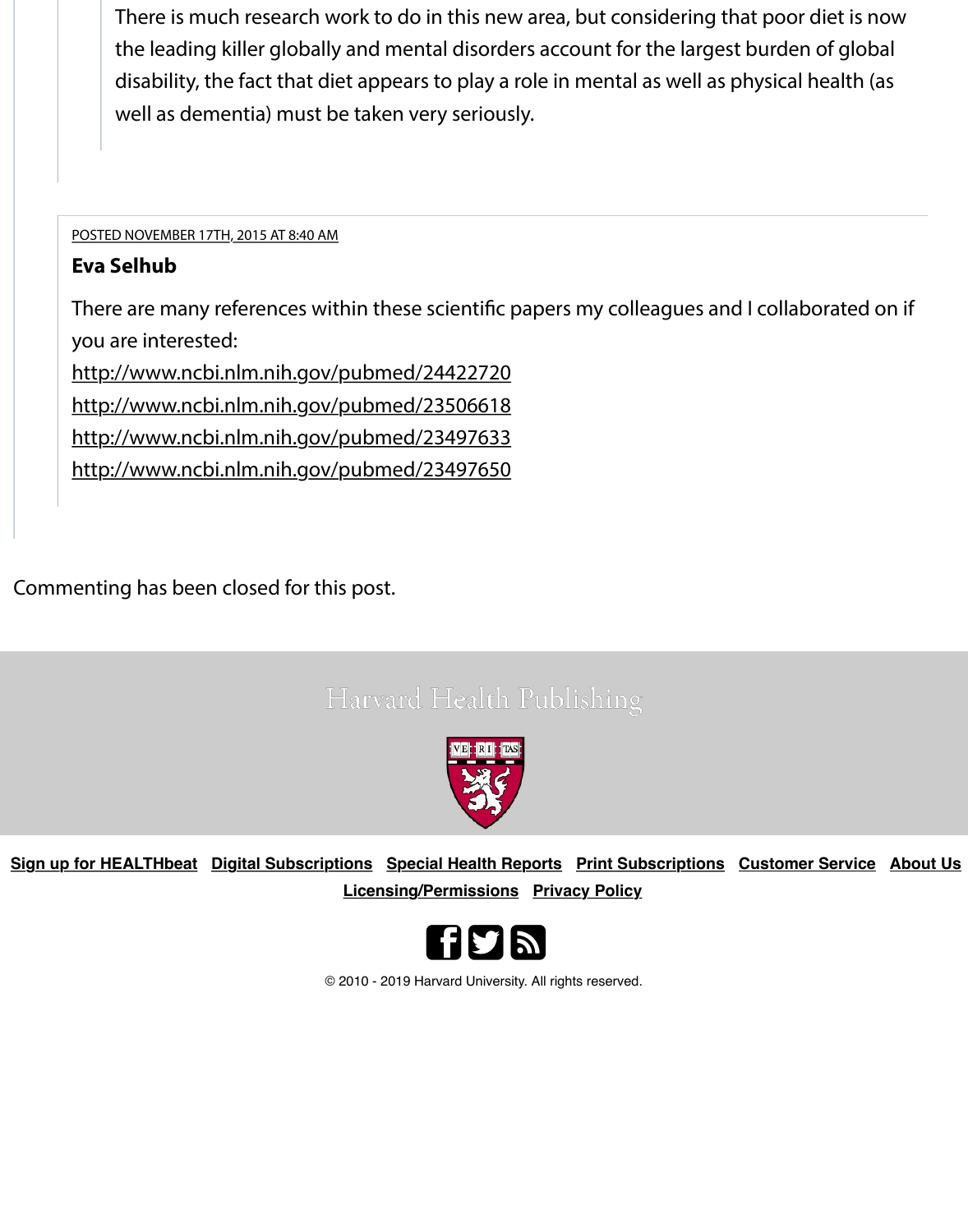There is much research work to do in this new area, but considering that poor diet is now the leading killer globally and mental disorders account for the largest burden of global disability, the fact that diet appears to play a role in mental as well as physical health (as well as dementia) must be taken very seriously.

POSTED NOVEMBER 17TH, 2015 AT 8:40 AM

**Eva Selhub**

There are many references within these scientific papers my colleagues and I collaborated on if you are interested:
http://www.ncbi.nlm.nih.gov/pubmed/24422720
http://www.ncbi.nlm.nih.gov/pubmed/23506618
http://www.ncbi.nlm.nih.gov/pubmed/23497633
http://www.ncbi.nlm.nih.gov/pubmed/23497650

Commenting has been closed for this post.

Harvard Health Publishing

**Sign up for HEALTHbeat** **Digital Subscriptions** **Special Health Reports** **Print Subscriptions** **Customer Service** **About Us**
**Licensing/Permissions** **Privacy Policy**

© 2010 - 2019 Harvard University. All rights reserved.